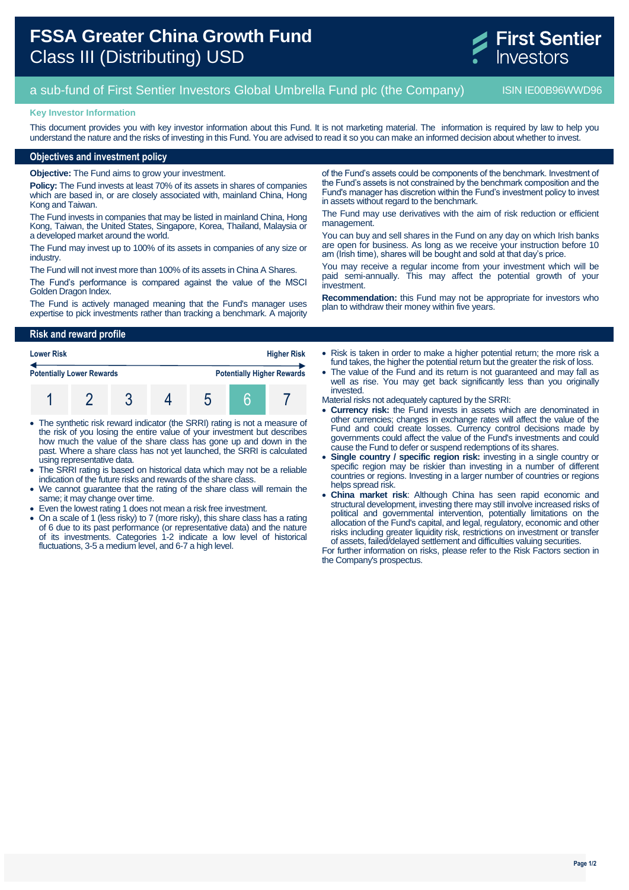# FSSA Greater China Growth Fund
## Class III (Distributing) USD

First Sentier Investors

a sub-fund of First Sentier Investors Global Umbrella Fund plc (the Company)

ISIN IE00B96WWD96

**Key Investor Information**

This document provides you with key investor information about this Fund. It is not marketing material. The information is required by law to help you understand the nature and the risks of investing in this Fund. You are advised to read it so you can make an informed decision about whether to invest.

## Objectives and investment policy

**Objective:** The Fund aims to grow your investment.

**Policy:** The Fund invests at least 70% of its assets in shares of companies which are based in, or are closely associated with, mainland China, Hong Kong and Taiwan.

The Fund invests in companies that may be listed in mainland China, Hong Kong, Taiwan, the United States, Singapore, Korea, Thailand, Malaysia or a developed market around the world.

The Fund may invest up to 100% of its assets in companies of any size or industry.

The Fund will not invest more than 100% of its assets in China A Shares.

The Fund's performance is compared against the value of the MSCI Golden Dragon Index.

The Fund is actively managed meaning that the Fund's manager uses expertise to pick investments rather than tracking a benchmark. A majority of the Fund's assets could be components of the benchmark. Investment of the Fund's assets is not constrained by the benchmark composition and the Fund's manager has discretion within the Fund's investment policy to invest in assets without regard to the benchmark.

The Fund may use derivatives with the aim of risk reduction or efficient management.

You can buy and sell shares in the Fund on any day on which Irish banks are open for business. As long as we receive your instruction before 10 am (Irish time), shares will be bought and sold at that day's price.

You may receive a regular income from your investment which will be paid semi-annually. This may affect the potential growth of your investment.

**Recommendation:** this Fund may not be appropriate for investors who plan to withdraw their money within five years.

## Risk and reward profile

| Lower Risk | | | | | | Higher Risk |
|---|---|---|---|---|---|---|
| Potentially Lower Rewards | | | | | | Potentially Higher Rewards |
| 1 | 2 | 3 | 4 | 5 | **6** | 7 |

- The synthetic risk reward indicator (the SRRI) rating is not a measure of the risk of you losing the entire value of your investment but describes how much the value of the share class has gone up and down in the past. Where a share class has not yet launched, the SRRI is calculated using representative data.
- The SRRI rating is based on historical data which may not be a reliable indication of the future risks and rewards of the share class.
- We cannot guarantee that the rating of the share class will remain the same; it may change over time.
- Even the lowest rating 1 does not mean a risk free investment.
- On a scale of 1 (less risky) to 7 (more risky), this share class has a rating of 6 due to its past performance (or representative data) and the nature of its investments. Categories 1-2 indicate a low level of historical fluctuations, 3-5 a medium level, and 6-7 a high level.
- Risk is taken in order to make a higher potential return; the more risk a fund takes, the higher the potential return but the greater the risk of loss.
- The value of the Fund and its return is not guaranteed and may fall as well as rise. You may get back significantly less than you originally invested.

Material risks not adequately captured by the SRRI:

- **Currency risk:** the Fund invests in assets which are denominated in other currencies; changes in exchange rates will affect the value of the Fund and could create losses. Currency control decisions made by governments could affect the value of the Fund's investments and could cause the Fund to defer or suspend redemptions of its shares.
- **Single country / specific region risk:** investing in a single country or specific region may be riskier than investing in a number of different countries or regions. Investing in a larger number of countries or regions helps spread risk.
- **China market risk**: Although China has seen rapid economic and structural development, investing there may still involve increased risks of political and governmental intervention, potentially limitations on the allocation of the Fund's capital, and legal, regulatory, economic and other risks including greater liquidity risk, restrictions on investment or transfer of assets, failed/delayed settlement and difficulties valuing securities.

For further information on risks, please refer to the Risk Factors section in the Company's prospectus.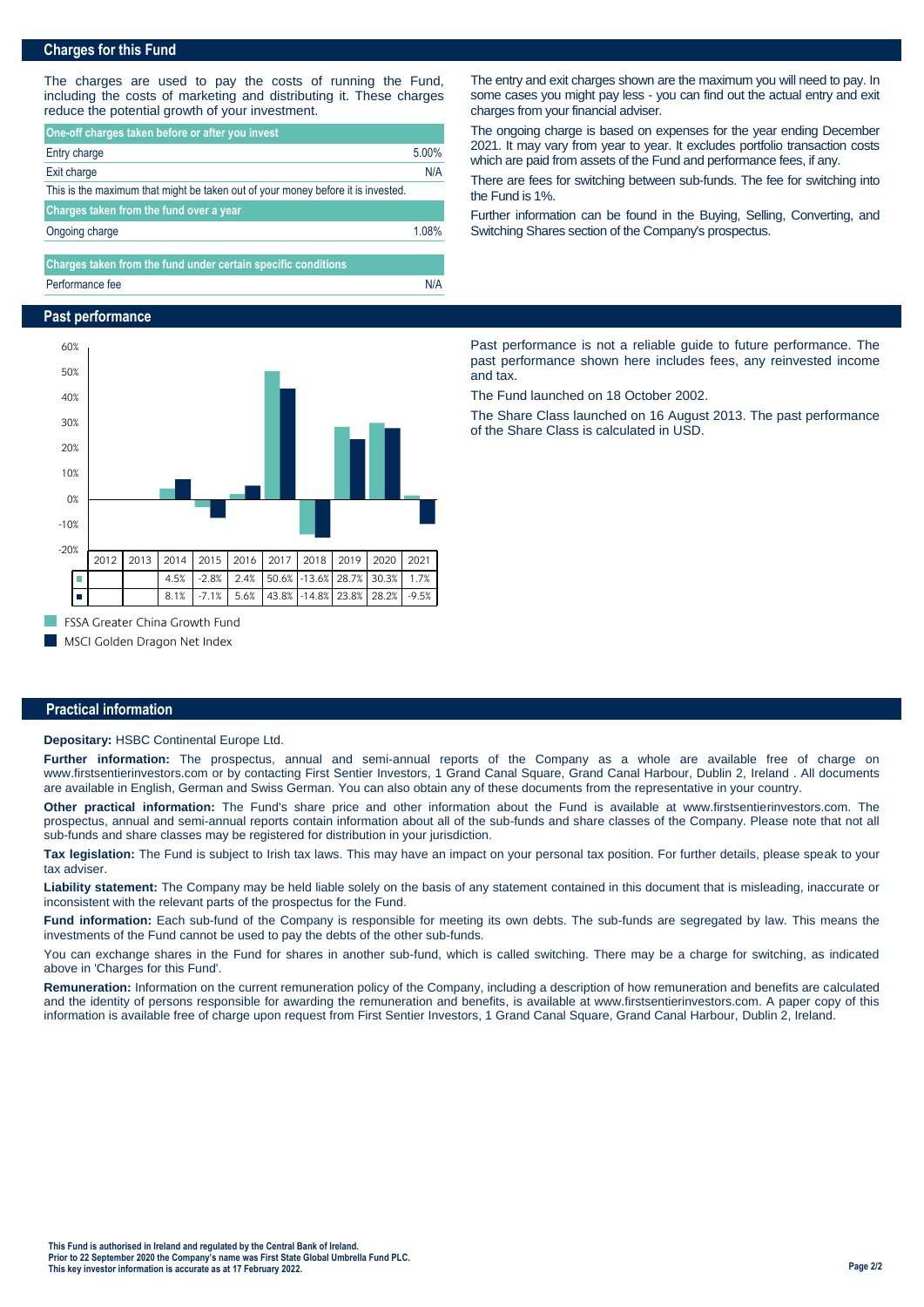## Charges for this Fund

The charges are used to pay the costs of running the Fund, including the costs of marketing and distributing it. These charges reduce the potential growth of your investment.

| One-off charges taken before or after you invest | |
|---|---|
| Entry charge | 5.00% |
| Exit charge | N/A |
| This is the maximum that might be taken out of your money before it is invested. | |
| **Charges taken from the fund over a year** | |
| Ongoing charge | 1.08% |
| **Charges taken from the fund under certain specific conditions** | |
| Performance fee | N/A |

The entry and exit charges shown are the maximum you will need to pay. In some cases you might pay less - you can find out the actual entry and exit charges from your financial adviser.

The ongoing charge is based on expenses for the year ending December 2021. It may vary from year to year. It excludes portfolio transaction costs which are paid from assets of the Fund and performance fees, if any.

There are fees for switching between sub-funds. The fee for switching into the Fund is 1%.

Further information can be found in the Buying, Selling, Converting, and Switching Shares section of the Company's prospectus.

## Past performance

60%
50%
40%
30%
20%
10%
0%
-10%
-20%

2012 2013 2014 2015 2016 2017 2018 2019 2020 2021

4.5% -2.8% 2.4% 50.6% -13.6% 28.7% 30.3% 1.7%

8.1% -7.1% 5.6% 43.8% -14.8% 23.8% 28.2% -9.5%

FSSA Greater China Growth Fund

MSCI Golden Dragon Net Index

Past performance is not a reliable guide to future performance. The past performance shown here includes fees, any reinvested income and tax.

The Fund launched on 18 October 2002.

The Share Class launched on 16 August 2013. The past performance of the Share Class is calculated in USD.

## Practical information

**Depositary:** HSBC Continental Europe Ltd.

**Further information:** The prospectus, annual and semi-annual reports of the Company as a whole are available free of charge on www.firstsentierinvestors.com or by contacting First Sentier Investors, 1 Grand Canal Square, Grand Canal Harbour, Dublin 2, Ireland . All documents are available in English, German and Swiss German. You can also obtain any of these documents from the representative in your country.

**Other practical information:** The Fund's share price and other information about the Fund is available at www.firstsentierinvestors.com. The prospectus, annual and semi-annual reports contain information about all of the sub-funds and share classes of the Company. Please note that not all sub-funds and share classes may be registered for distribution in your jurisdiction.

**Tax legislation:** The Fund is subject to Irish tax laws. This may have an impact on your personal tax position. For further details, please speak to your tax adviser.

**Liability statement:** The Company may be held liable solely on the basis of any statement contained in this document that is misleading, inaccurate or inconsistent with the relevant parts of the prospectus for the Fund.

**Fund information:** Each sub-fund of the Company is responsible for meeting its own debts. The sub-funds are segregated by law. This means the investments of the Fund cannot be used to pay the debts of the other sub-funds.

You can exchange shares in the Fund for shares in another sub-fund, which is called switching. There may be a charge for switching, as indicated above in 'Charges for this Fund'.

**Remuneration:** Information on the current remuneration policy of the Company, including a description of how remuneration and benefits are calculated and the identity of persons responsible for awarding the remuneration and benefits, is available at www.firstsentierinvestors.com. A paper copy of this information is available free of charge upon request from First Sentier Investors, 1 Grand Canal Square, Grand Canal Harbour, Dublin 2, Ireland.

**This Fund is authorised in Ireland and regulated by the Central Bank of Ireland.**
**Prior to 22 September 2020 the Company's name was First State Global Umbrella Fund PLC.**
**This key investor information is accurate as at 17 February 2022.**